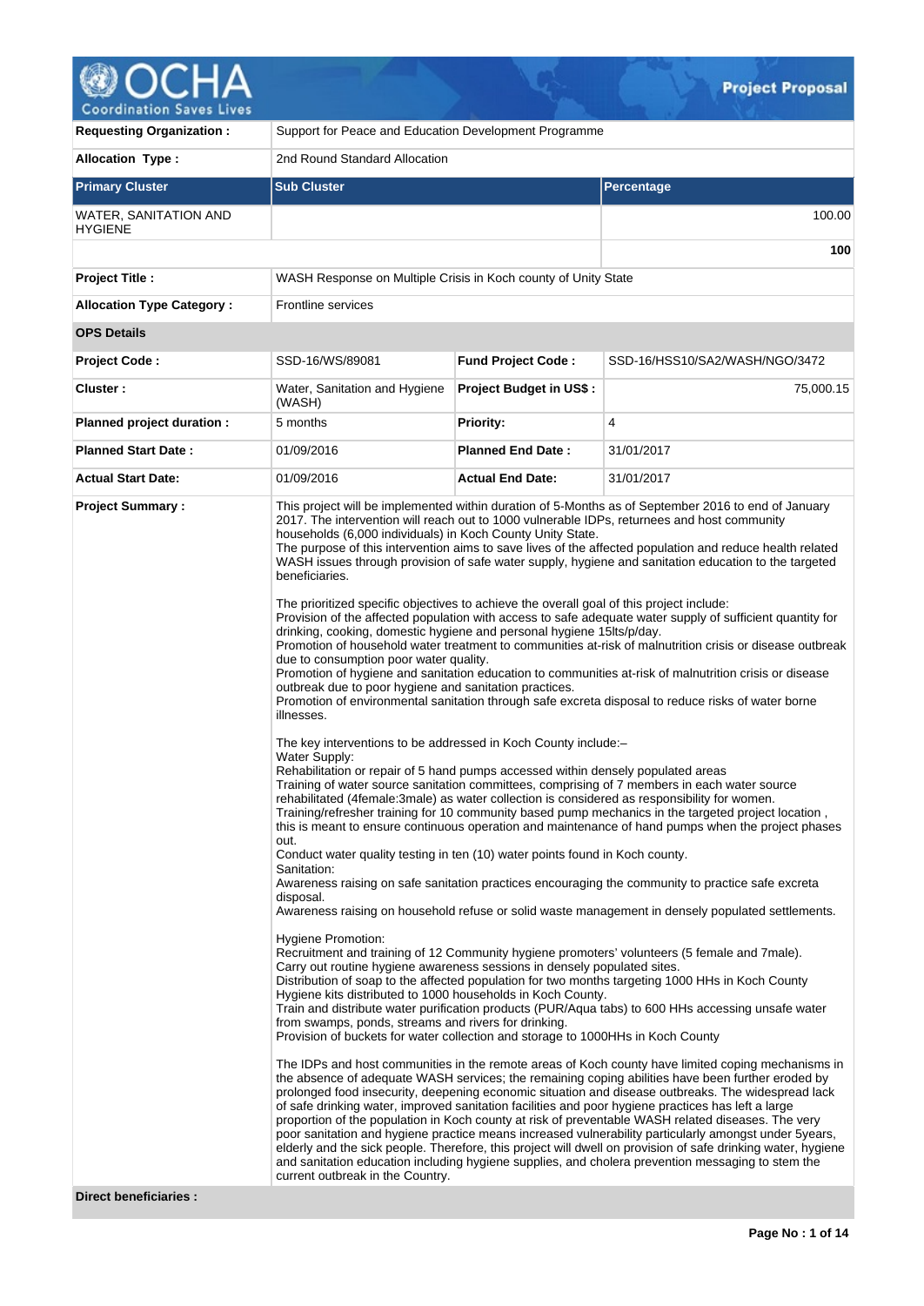# Project Proposal

| | |
|---|---|
| **Requesting Organization :** | Support for Peace and Education Development Programme |
| **Allocation Type :** | 2nd Round Standard Allocation |

| **Primary Cluster** | **Sub Cluster** | **Percentage** |
|---|---|---|
| WATER, SANITATION AND HYGIENE | | 100.00 |
| | | **100** |

| | |
|---|---|
| **Project Title :** | WASH Response on Multiple Crisis in Koch county of Unity State |
| **Allocation Type Category :** | Frontline services |

**OPS Details**

| | | | |
|---|---|---|---|
| **Project Code :** | SSD-16/WS/89081 | **Fund Project Code :** | SSD-16/HSS10/SA2/WASH/NGO/3472 |
| **Cluster :** | Water, Sanitation and Hygiene (WASH) | **Project Budget in US$ :** | 75,000.15 |
| **Planned project duration :** | 5 months | **Priority:** | 4 |
| **Planned Start Date :** | 01/09/2016 | **Planned End Date :** | 31/01/2017 |
| **Actual Start Date:** | 01/09/2016 | **Actual End Date:** | 31/01/2017 |

**Project Summary :**

This project will be implemented within duration of 5-Months as of September 2016 to end of January 2017. The intervention will reach out to 1000 vulnerable IDPs, returnees and host community households (6,000 individuals) in Koch County Unity State.
The purpose of this intervention aims to save lives of the affected population and reduce health related WASH issues through provision of safe water supply, hygiene and sanitation education to the targeted beneficiaries.

The prioritized specific objectives to achieve the overall goal of this project include:
Provision of the affected population with access to safe adequate water supply of sufficient quantity for drinking, cooking, domestic hygiene and personal hygiene 15lts/p/day.
Promotion of household water treatment to communities at-risk of malnutrition crisis or disease outbreak due to consumption poor water quality.
Promotion of hygiene and sanitation education to communities at-risk of malnutrition crisis or disease outbreak due to poor hygiene and sanitation practices.
Promotion of environmental sanitation through safe excreta disposal to reduce risks of water borne illnesses.

The key interventions to be addressed in Koch County include:–
Water Supply:
Rehabilitation or repair of 5 hand pumps accessed within densely populated areas
Training of water source sanitation committees, comprising of 7 members in each water source rehabilitated (4female:3male) as water collection is considered as responsibility for women.
Training/refresher training for 10 community based pump mechanics in the targeted project location , this is meant to ensure continuous operation and maintenance of hand pumps when the project phases out.
Conduct water quality testing in ten (10) water points found in Koch county.
Sanitation:
Awareness raising on safe sanitation practices encouraging the community to practice safe excreta disposal.
Awareness raising on household refuse or solid waste management in densely populated settlements.

Hygiene Promotion:
Recruitment and training of 12 Community hygiene promoters' volunteers (5 female and 7male).
Carry out routine hygiene awareness sessions in densely populated sites.
Distribution of soap to the affected population for two months targeting 1000 HHs in Koch County
Hygiene kits distributed to 1000 households in Koch County.
Train and distribute water purification products (PUR/Aqua tabs) to 600 HHs accessing unsafe water from swamps, ponds, streams and rivers for drinking.
Provision of buckets for water collection and storage to 1000HHs in Koch County

The IDPs and host communities in the remote areas of Koch county have limited coping mechanisms in the absence of adequate WASH services; the remaining coping abilities have been further eroded by prolonged food insecurity, deepening economic situation and disease outbreaks. The widespread lack of safe drinking water, improved sanitation facilities and poor hygiene practices has left a large proportion of the population in Koch county at risk of preventable WASH related diseases. The very poor sanitation and hygiene practice means increased vulnerability particularly amongst under 5years, elderly and the sick people. Therefore, this project will dwell on provision of safe drinking water, hygiene and sanitation education including hygiene supplies, and cholera prevention messaging to stem the current outbreak in the Country.

**Direct beneficiaries :**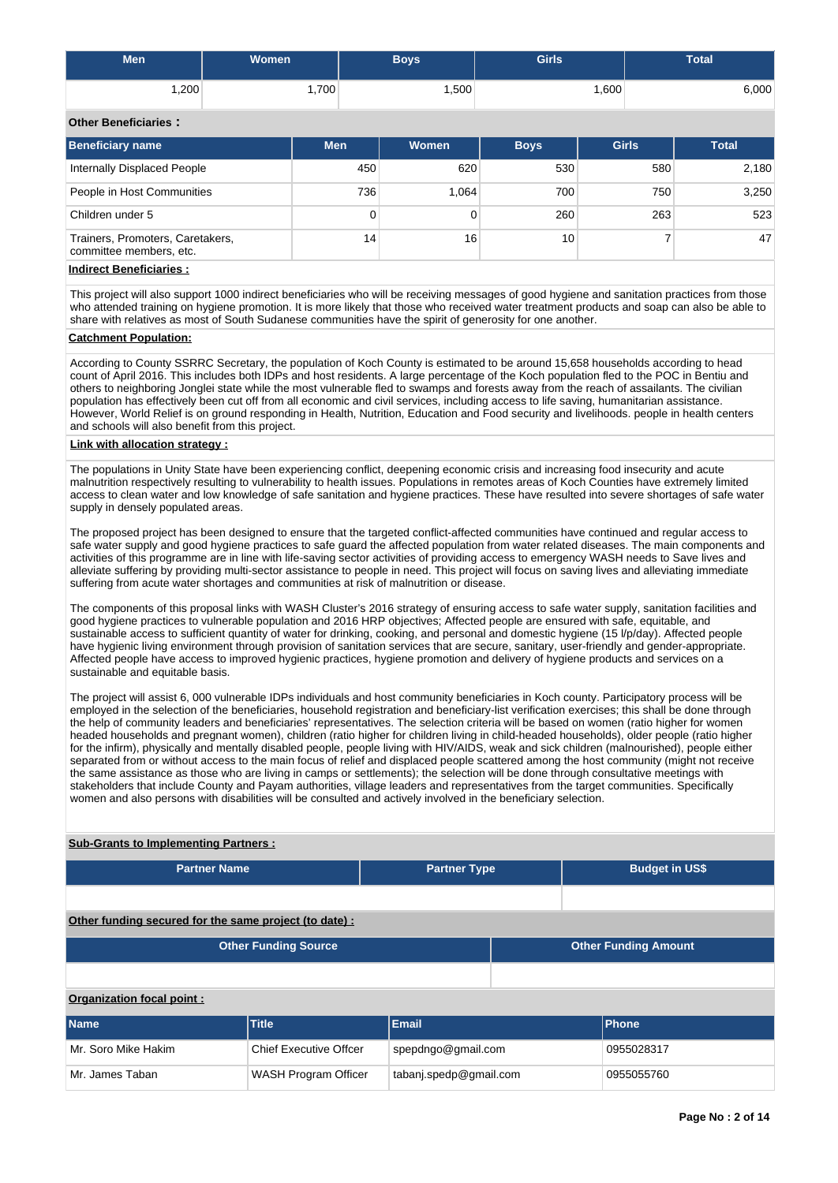| Men | Women | Boys | Girls | Total |
|---|---|---|---|---|
| 1,200 | 1,700 | 1,500 | 1,600 | 6,000 |

**Other Beneficiaries :**

| Beneficiary name | Men | Women | Boys | Girls | Total |
|---|---|---|---|---|---|
| Internally Displaced People | 450 | 620 | 530 | 580 | 2,180 |
| People in Host Communities | 736 | 1,064 | 700 | 750 | 3,250 |
| Children under 5 | 0 | 0 | 260 | 263 | 523 |
| Trainers, Promoters, Caretakers, committee members, etc. | 14 | 16 | 10 | 7 | 47 |

**Indirect Beneficiaries :**

This project will also support 1000 indirect beneficiaries who will be receiving messages of good hygiene and sanitation practices from those who attended training on hygiene promotion. It is more likely that those who received water treatment products and soap can also be able to share with relatives as most of South Sudanese communities have the spirit of generosity for one another.

**Catchment Population:**

According to County SSRRC Secretary, the population of Koch County is estimated to be around 15,658 households according to head count of April 2016. This includes both IDPs and host residents. A large percentage of the Koch population fled to the POC in Bentiu and others to neighboring Jonglei state while the most vulnerable fled to swamps and forests away from the reach of assailants. The civilian population has effectively been cut off from all economic and civil services, including access to life saving, humanitarian assistance. However, World Relief is on ground responding in Health, Nutrition, Education and Food security and livelihoods. people in health centers and schools will also benefit from this project.

**Link with allocation strategy :**

The populations in Unity State have been experiencing conflict, deepening economic crisis and increasing food insecurity and acute malnutrition respectively resulting to vulnerability to health issues. Populations in remotes areas of Koch Counties have extremely limited access to clean water and low knowledge of safe sanitation and hygiene practices. These have resulted into severe shortages of safe water supply in densely populated areas.

The proposed project has been designed to ensure that the targeted conflict-affected communities have continued and regular access to safe water supply and good hygiene practices to safe guard the affected population from water related diseases. The main components and activities of this programme are in line with life-saving sector activities of providing access to emergency WASH needs to Save lives and alleviate suffering by providing multi-sector assistance to people in need. This project will focus on saving lives and alleviating immediate suffering from acute water shortages and communities at risk of malnutrition or disease.

The components of this proposal links with WASH Cluster's 2016 strategy of ensuring access to safe water supply, sanitation facilities and good hygiene practices to vulnerable population and 2016 HRP objectives; Affected people are ensured with safe, equitable, and sustainable access to sufficient quantity of water for drinking, cooking, and personal and domestic hygiene (15 l/p/day). Affected people have hygienic living environment through provision of sanitation services that are secure, sanitary, user-friendly and gender-appropriate. Affected people have access to improved hygienic practices, hygiene promotion and delivery of hygiene products and services on a sustainable and equitable basis.

The project will assist 6, 000 vulnerable IDPs individuals and host community beneficiaries in Koch county. Participatory process will be employed in the selection of the beneficiaries, household registration and beneficiary-list verification exercises; this shall be done through the help of community leaders and beneficiaries' representatives. The selection criteria will be based on women (ratio higher for women headed households and pregnant women), children (ratio higher for children living in child-headed households), older people (ratio higher for the infirm), physically and mentally disabled people, people living with HIV/AIDS, weak and sick children (malnourished), people either separated from or without access to the main focus of relief and displaced people scattered among the host community (might not receive the same assistance as those who are living in camps or settlements); the selection will be done through consultative meetings with stakeholders that include County and Payam authorities, village leaders and representatives from the target communities. Specifically women and also persons with disabilities will be consulted and actively involved in the beneficiary selection.

**Sub-Grants to Implementing Partners :**

| Partner Name | Partner Type | Budget in US$ |
|---|---|---|
| | | |

**Other funding secured for the same project (to date) :**

| Other Funding Source | Other Funding Amount |
|---|---|
| | |

**Organization focal point :**

| Name | Title | Email | Phone |
|---|---|---|---|
| Mr. Soro Mike Hakim | Chief Executive Offcer | spepdngo@gmail.com | 0955028317 |
| Mr. James Taban | WASH Program Officer | tabanj.spedp@gmail.com | 0955055760 |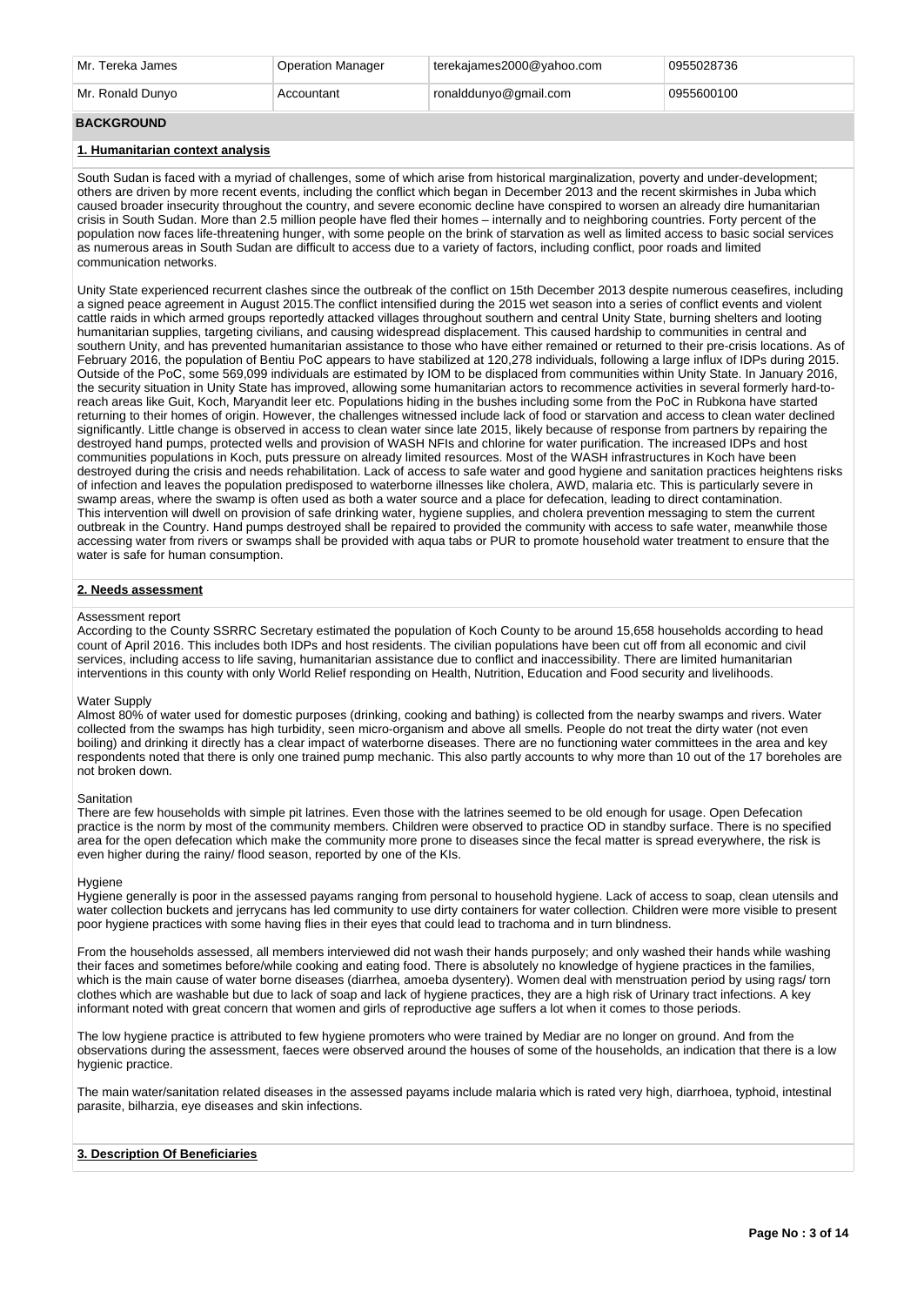| Mr. Tereka James | Operation Manager | terekajames2000@yahoo.com | 0955028736 |
|---|---|---|---|
| Mr. Ronald Dunyo | Accountant | ronalddunyo@gmail.com | 0955600100 |

## BACKGROUND

### 1. Humanitarian context analysis

South Sudan is faced with a myriad of challenges, some of which arise from historical marginalization, poverty and under-development; others are driven by more recent events, including the conflict which began in December 2013 and the recent skirmishes in Juba which caused broader insecurity throughout the country, and severe economic decline have conspired to worsen an already dire humanitarian crisis in South Sudan. More than 2.5 million people have fled their homes – internally and to neighboring countries. Forty percent of the population now faces life-threatening hunger, with some people on the brink of starvation as well as limited access to basic social services as numerous areas in South Sudan are difficult to access due to a variety of factors, including conflict, poor roads and limited communication networks.

Unity State experienced recurrent clashes since the outbreak of the conflict on 15th December 2013 despite numerous ceasefires, including a signed peace agreement in August 2015.The conflict intensified during the 2015 wet season into a series of conflict events and violent cattle raids in which armed groups reportedly attacked villages throughout southern and central Unity State, burning shelters and looting humanitarian supplies, targeting civilians, and causing widespread displacement. This caused hardship to communities in central and southern Unity, and has prevented humanitarian assistance to those who have either remained or returned to their pre-crisis locations. As of February 2016, the population of Bentiu PoC appears to have stabilized at 120,278 individuals, following a large influx of IDPs during 2015. Outside of the PoC, some 569,099 individuals are estimated by IOM to be displaced from communities within Unity State. In January 2016, the security situation in Unity State has improved, allowing some humanitarian actors to recommence activities in several formerly hard-to-reach areas like Guit, Koch, Maryandit leer etc. Populations hiding in the bushes including some from the PoC in Rubkona have started returning to their homes of origin. However, the challenges witnessed include lack of food or starvation and access to clean water declined significantly. Little change is observed in access to clean water since late 2015, likely because of response from partners by repairing the destroyed hand pumps, protected wells and provision of WASH NFIs and chlorine for water purification. The increased IDPs and host communities populations in Koch, puts pressure on already limited resources. Most of the WASH infrastructures in Koch have been destroyed during the crisis and needs rehabilitation. Lack of access to safe water and good hygiene and sanitation practices heightens risks of infection and leaves the population predisposed to waterborne illnesses like cholera, AWD, malaria etc. This is particularly severe in swamp areas, where the swamp is often used as both a water source and a place for defecation, leading to direct contamination.
This intervention will dwell on provision of safe drinking water, hygiene supplies, and cholera prevention messaging to stem the current outbreak in the Country. Hand pumps destroyed shall be repaired to provided the community with access to safe water, meanwhile those accessing water from rivers or swamps shall be provided with aqua tabs or PUR to promote household water treatment to ensure that the water is safe for human consumption.

### 2. Needs assessment

Assessment report
According to the County SSRRC Secretary estimated the population of Koch County to be around 15,658 households according to head count of April 2016. This includes both IDPs and host residents. The civilian populations have been cut off from all economic and civil services, including access to life saving, humanitarian assistance due to conflict and inaccessibility. There are limited humanitarian interventions in this county with only World Relief responding on Health, Nutrition, Education and Food security and livelihoods.

Water Supply
Almost 80% of water used for domestic purposes (drinking, cooking and bathing) is collected from the nearby swamps and rivers. Water collected from the swamps has high turbidity, seen micro-organism and above all smells. People do not treat the dirty water (not even boiling) and drinking it directly has a clear impact of waterborne diseases. There are no functioning water committees in the area and key respondents noted that there is only one trained pump mechanic. This also partly accounts to why more than 10 out of the 17 boreholes are not broken down.

Sanitation
There are few households with simple pit latrines. Even those with the latrines seemed to be old enough for usage. Open Defecation practice is the norm by most of the community members. Children were observed to practice OD in standby surface. There is no specified area for the open defecation which make the community more prone to diseases since the fecal matter is spread everywhere, the risk is even higher during the rainy/ flood season, reported by one of the KIs.

Hygiene
Hygiene generally is poor in the assessed payams ranging from personal to household hygiene. Lack of access to soap, clean utensils and water collection buckets and jerrycans has led community to use dirty containers for water collection. Children were more visible to present poor hygiene practices with some having flies in their eyes that could lead to trachoma and in turn blindness.

From the households assessed, all members interviewed did not wash their hands purposely; and only washed their hands while washing their faces and sometimes before/while cooking and eating food. There is absolutely no knowledge of hygiene practices in the families, which is the main cause of water borne diseases (diarrhea, amoeba dysentery). Women deal with menstruation period by using rags/ torn clothes which are washable but due to lack of soap and lack of hygiene practices, they are a high risk of Urinary tract infections. A key informant noted with great concern that women and girls of reproductive age suffers a lot when it comes to those periods.

The low hygiene practice is attributed to few hygiene promoters who were trained by Mediar are no longer on ground. And from the observations during the assessment, faeces were observed around the houses of some of the households, an indication that there is a low hygienic practice.

The main water/sanitation related diseases in the assessed payams include malaria which is rated very high, diarrhoea, typhoid, intestinal parasite, bilharzia, eye diseases and skin infections.

### 3. Description Of Beneficiaries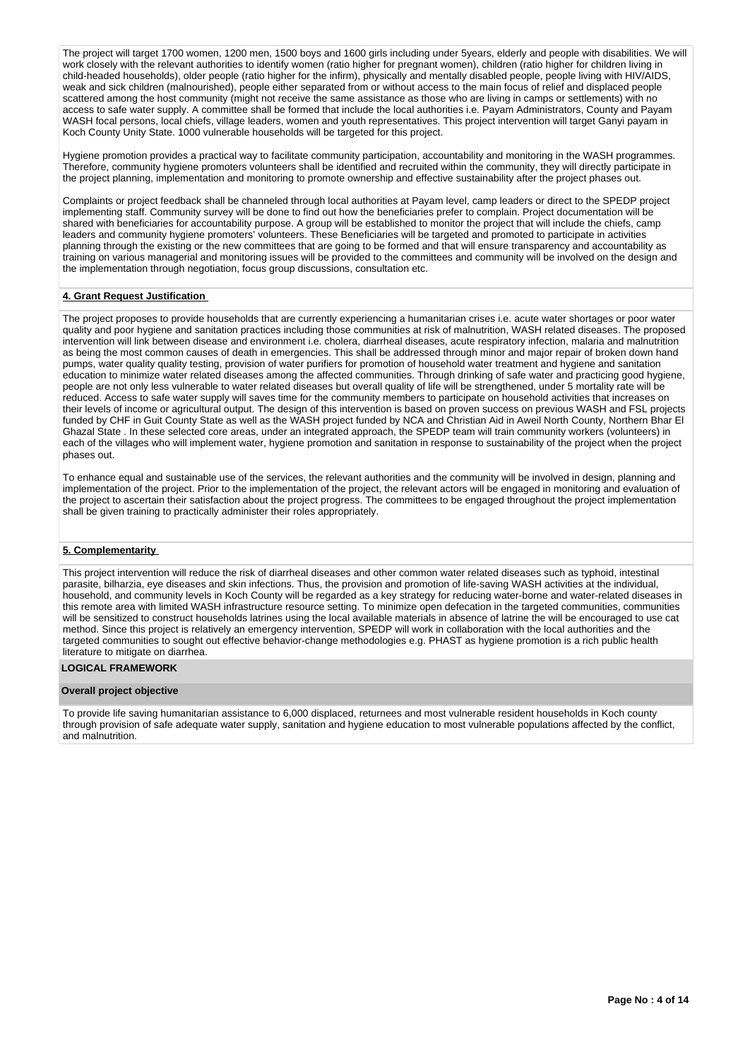The project will target 1700 women, 1200 men, 1500 boys and 1600 girls including under 5years, elderly and people with disabilities. We will work closely with the relevant authorities to identify women (ratio higher for pregnant women), children (ratio higher for children living in child-headed households), older people (ratio higher for the infirm), physically and mentally disabled people, people living with HIV/AIDS, weak and sick children (malnourished), people either separated from or without access to the main focus of relief and displaced people scattered among the host community (might not receive the same assistance as those who are living in camps or settlements) with no access to safe water supply. A committee shall be formed that include the local authorities i.e. Payam Administrators, County and Payam WASH focal persons, local chiefs, village leaders, women and youth representatives. This project intervention will target Ganyi payam in Koch County Unity State. 1000 vulnerable households will be targeted for this project.

Hygiene promotion provides a practical way to facilitate community participation, accountability and monitoring in the WASH programmes. Therefore, community hygiene promoters volunteers shall be identified and recruited within the community, they will directly participate in the project planning, implementation and monitoring to promote ownership and effective sustainability after the project phases out.

Complaints or project feedback shall be channeled through local authorities at Payam level, camp leaders or direct to the SPEDP project implementing staff. Community survey will be done to find out how the beneficiaries prefer to complain. Project documentation will be shared with beneficiaries for accountability purpose. A group will be established to monitor the project that will include the chiefs, camp leaders and community hygiene promoters' volunteers. These Beneficiaries will be targeted and promoted to participate in activities planning through the existing or the new committees that are going to be formed and that will ensure transparency and accountability as training on various managerial and monitoring issues will be provided to the committees and community will be involved on the design and the implementation through negotiation, focus group discussions, consultation etc.

**4. Grant Request Justification**

The project proposes to provide households that are currently experiencing a humanitarian crises i.e. acute water shortages or poor water quality and poor hygiene and sanitation practices including those communities at risk of malnutrition, WASH related diseases. The proposed intervention will link between disease and environment i.e. cholera, diarrheal diseases, acute respiratory infection, malaria and malnutrition as being the most common causes of death in emergencies. This shall be addressed through minor and major repair of broken down hand pumps, water quality quality testing, provision of water purifiers for promotion of household water treatment and hygiene and sanitation education to minimize water related diseases among the affected communities. Through drinking of safe water and practicing good hygiene, people are not only less vulnerable to water related diseases but overall quality of life will be strengthened, under 5 mortality rate will be reduced. Access to safe water supply will saves time for the community members to participate on household activities that increases on their levels of income or agricultural output. The design of this intervention is based on proven success on previous WASH and FSL projects funded by CHF in Guit County State as well as the WASH project funded by NCA and Christian Aid in Aweil North County, Northern Bhar El Ghazal State . In these selected core areas, under an integrated approach, the SPEDP team will train community workers (volunteers) in each of the villages who will implement water, hygiene promotion and sanitation in response to sustainability of the project when the project phases out.

To enhance equal and sustainable use of the services, the relevant authorities and the community will be involved in design, planning and implementation of the project. Prior to the implementation of the project, the relevant actors will be engaged in monitoring and evaluation of the project to ascertain their satisfaction about the project progress. The committees to be engaged throughout the project implementation shall be given training to practically administer their roles appropriately.

**5. Complementarity**

This project intervention will reduce the risk of diarrheal diseases and other common water related diseases such as typhoid, intestinal parasite, bilharzia, eye diseases and skin infections. Thus, the provision and promotion of life-saving WASH activities at the individual, household, and community levels in Koch County will be regarded as a key strategy for reducing water-borne and water-related diseases in this remote area with limited WASH infrastructure resource setting. To minimize open defecation in the targeted communities, communities will be sensitized to construct households latrines using the local available materials in absence of latrine the will be encouraged to use cat method. Since this project is relatively an emergency intervention, SPEDP will work in collaboration with the local authorities and the targeted communities to sought out effective behavior-change methodologies e.g. PHAST as hygiene promotion is a rich public health literature to mitigate on diarrhea.

**LOGICAL FRAMEWORK**

**Overall project objective**

To provide life saving humanitarian assistance to 6,000 displaced, returnees and most vulnerable resident households in Koch county through provision of safe adequate water supply, sanitation and hygiene education to most vulnerable populations affected by the conflict, and malnutrition.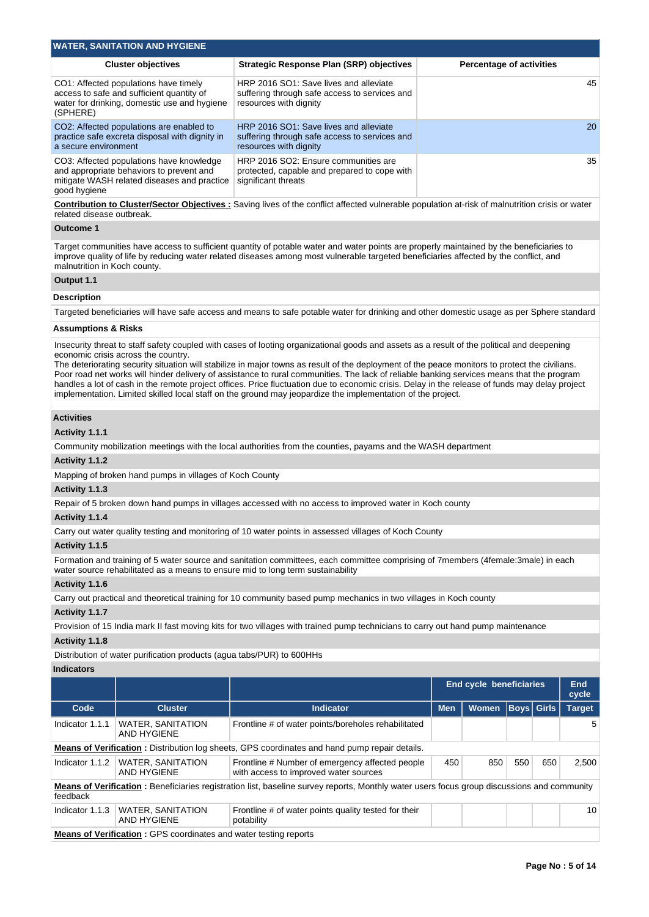## WATER, SANITATION AND HYGIENE

| Cluster objectives | Strategic Response Plan (SRP) objectives | Percentage of activities |
|---|---|---|
| CO1: Affected populations have timely access to safe and sufficient quantity of water for drinking, domestic use and hygiene (SPHERE) | HRP 2016 SO1: Save lives and alleviate suffering through safe access to services and resources with dignity | 45 |
| CO2: Affected populations are enabled to practice safe excreta disposal with dignity in a secure environment | HRP 2016 SO1: Save lives and alleviate suffering through safe access to services and resources with dignity | 20 |
| CO3: Affected populations have knowledge and appropriate behaviors to prevent and mitigate WASH related diseases and practice good hygiene | HRP 2016 SO2: Ensure communities are protected, capable and prepared to cope with significant threats | 35 |

**Contribution to Cluster/Sector Objectives :** Saving lives of the conflict affected vulnerable population at-risk of malnutrition crisis or water related disease outbreak.

### Outcome 1

Target communities have access to sufficient quantity of potable water and water points are properly maintained by the beneficiaries to improve quality of life by reducing water related diseases among most vulnerable targeted beneficiaries affected by the conflict, and malnutrition in Koch county.

### Output 1.1

**Description**

Targeted beneficiaries will have safe access and means to safe potable water for drinking and other domestic usage as per Sphere standard

**Assumptions & Risks**

Insecurity threat to staff safety coupled with cases of looting organizational goods and assets as a result of the political and deepening economic crisis across the country.
The deteriorating security situation will stabilize in major towns as result of the deployment of the peace monitors to protect the civilians. Poor road net works will hinder delivery of assistance to rural communities. The lack of reliable banking services means that the program handles a lot of cash in the remote project offices. Price fluctuation due to economic crisis. Delay in the release of funds may delay project implementation. Limited skilled local staff on the ground may jeopardize the implementation of the project.

**Activities**

**Activity 1.1.1**

Community mobilization meetings with the local authorities from the counties, payams and the WASH department

**Activity 1.1.2**

Mapping of broken hand pumps in villages of Koch County

**Activity 1.1.3**

Repair of 5 broken down hand pumps in villages accessed with no access to improved water in Koch county

**Activity 1.1.4**

Carry out water quality testing and monitoring of 10 water points in assessed villages of Koch County

**Activity 1.1.5**

Formation and training of 5 water source and sanitation committees, each committee comprising of 7members (4female:3male) in each water source rehabilitated as a means to ensure mid to long term sustainability

**Activity 1.1.6**

Carry out practical and theoretical training for 10 community based pump mechanics in two villages in Koch county

**Activity 1.1.7**

Provision of 15 India mark II fast moving kits for two villages with trained pump technicians to carry out hand pump maintenance

**Activity 1.1.8**

Distribution of water purification products (agua tabs/PUR) to 600HHs

**Indicators**

| | | | End cycle beneficiaries | | | | End cycle |
|---|---|---|---|---|---|---|---|
| **Code** | **Cluster** | **Indicator** | **Men** | **Women** | **Boys** | **Girls** | **Target** |
| Indicator 1.1.1 | WATER, SANITATION AND HYGIENE | Frontline # of water points/boreholes rehabilitated | | | | | 5 |
| **Means of Verification :** Distribution log sheets, GPS coordinates and hand pump repair details. | | | | | | | |
| Indicator 1.1.2 | WATER, SANITATION AND HYGIENE | Frontline # Number of emergency affected people with access to improved water sources | 450 | 850 | 550 | 650 | 2,500 |
| **Means of Verification :** Beneficiaries registration list, baseline survey reports, Monthly water users focus group discussions and community feedback | | | | | | | |
| Indicator 1.1.3 | WATER, SANITATION AND HYGIENE | Frontline # of water points quality tested for their potability | | | | | 10 |
| **Means of Verification :** GPS coordinates and water testing reports | | | | | | | |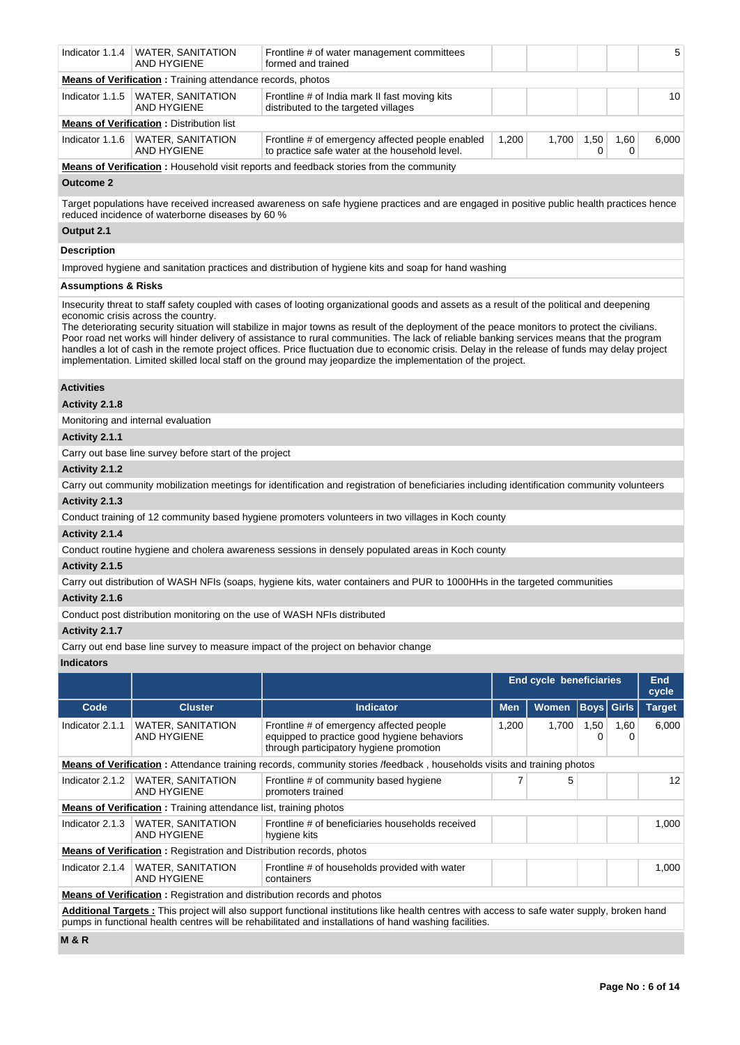| Code | Cluster | Indicator | Men | Women | Boys | Girls | End cycle Target |
|---|---|---|---|---|---|---|---|
| Indicator 1.1.4 | WATER, SANITATION AND HYGIENE | Frontline # of water management committees formed and trained | | | | | 5 |

**Means of Verification :** Training attendance records, photos

| Code | Cluster | Indicator | Men | Women | Boys | Girls | End cycle Target |
|---|---|---|---|---|---|---|---|
| Indicator 1.1.5 | WATER, SANITATION AND HYGIENE | Frontline # of India mark II fast moving kits distributed to the targeted villages | | | | | 10 |

**Means of Verification :** Distribution list

| Code | Cluster | Indicator | Men | Women | Boys | Girls | End cycle Target |
|---|---|---|---|---|---|---|---|
| Indicator 1.1.6 | WATER, SANITATION AND HYGIENE | Frontline # of emergency affected people enabled to practice safe water at the household level. | 1,200 | 1,700 | 1,500 | 1,600 | 6,000 |

**Means of Verification :** Household visit reports and feedback stories from the community

**Outcome 2**

Target populations have received increased awareness on safe hygiene practices and are engaged in positive public health practices hence reduced incidence of waterborne diseases by 60 %

**Output 2.1**

**Description**

Improved hygiene and sanitation practices and distribution of hygiene kits and soap for hand washing

**Assumptions & Risks**

Insecurity threat to staff safety coupled with cases of looting organizational goods and assets as a result of the political and deepening economic crisis across the country.
The deteriorating security situation will stabilize in major towns as result of the deployment of the peace monitors to protect the civilians. Poor road net works will hinder delivery of assistance to rural communities. The lack of reliable banking services means that the program handles a lot of cash in the remote project offices. Price fluctuation due to economic crisis. Delay in the release of funds may delay project implementation. Limited skilled local staff on the ground may jeopardize the implementation of the project.

**Activities**

**Activity 2.1.8**

Monitoring and internal evaluation

**Activity 2.1.1**

Carry out base line survey before start of the project

**Activity 2.1.2**

Carry out community mobilization meetings for identification and registration of beneficiaries including identification community volunteers

**Activity 2.1.3**

Conduct training of 12 community based hygiene promoters volunteers in two villages in Koch county

**Activity 2.1.4**

Conduct routine hygiene and cholera awareness sessions in densely populated areas in Koch county

**Activity 2.1.5**

Carry out distribution of WASH NFIs (soaps, hygiene kits, water containers and PUR to 1000HHs in the targeted communities

**Activity 2.1.6**

Conduct post distribution monitoring on the use of WASH NFIs distributed

**Activity 2.1.7**

Carry out end base line survey to measure impact of the project on behavior change

**Indicators**

| | | | End cycle beneficiaries | | | | End cycle |
|---|---|---|---|---|---|---|---|
| **Code** | **Cluster** | **Indicator** | **Men** | **Women** | **Boys** | **Girls** | **Target** |
| Indicator 2.1.1 | WATER, SANITATION AND HYGIENE | Frontline # of emergency affected people equipped to practice good hygiene behaviors through participatory hygiene promotion | 1,200 | 1,700 | 1,500 | 1,600 | 6,000 |

**Means of Verification :** Attendance training records, community stories /feedback , households visits and training photos

| Code | Cluster | Indicator | Men | Women | Boys | Girls | Target |
|---|---|---|---|---|---|---|---|
| Indicator 2.1.2 | WATER, SANITATION AND HYGIENE | Frontline # of community based hygiene promoters trained | 7 | 5 | | | 12 |

**Means of Verification :** Training attendance list, training photos

| Code | Cluster | Indicator | Men | Women | Boys | Girls | Target |
|---|---|---|---|---|---|---|---|
| Indicator 2.1.3 | WATER, SANITATION AND HYGIENE | Frontline # of beneficiaries households received hygiene kits | | | | | 1,000 |

**Means of Verification :** Registration and Distribution records, photos

| Code | Cluster | Indicator | Men | Women | Boys | Girls | Target |
|---|---|---|---|---|---|---|---|
| Indicator 2.1.4 | WATER, SANITATION AND HYGIENE | Frontline # of households provided with water containers | | | | | 1,000 |

**Means of Verification :** Registration and distribution records and photos

**Additional Targets :** This project will also support functional institutions like health centres with access to safe water supply, broken hand pumps in functional health centres will be rehabilitated and installations of hand washing facilities.

**M & R**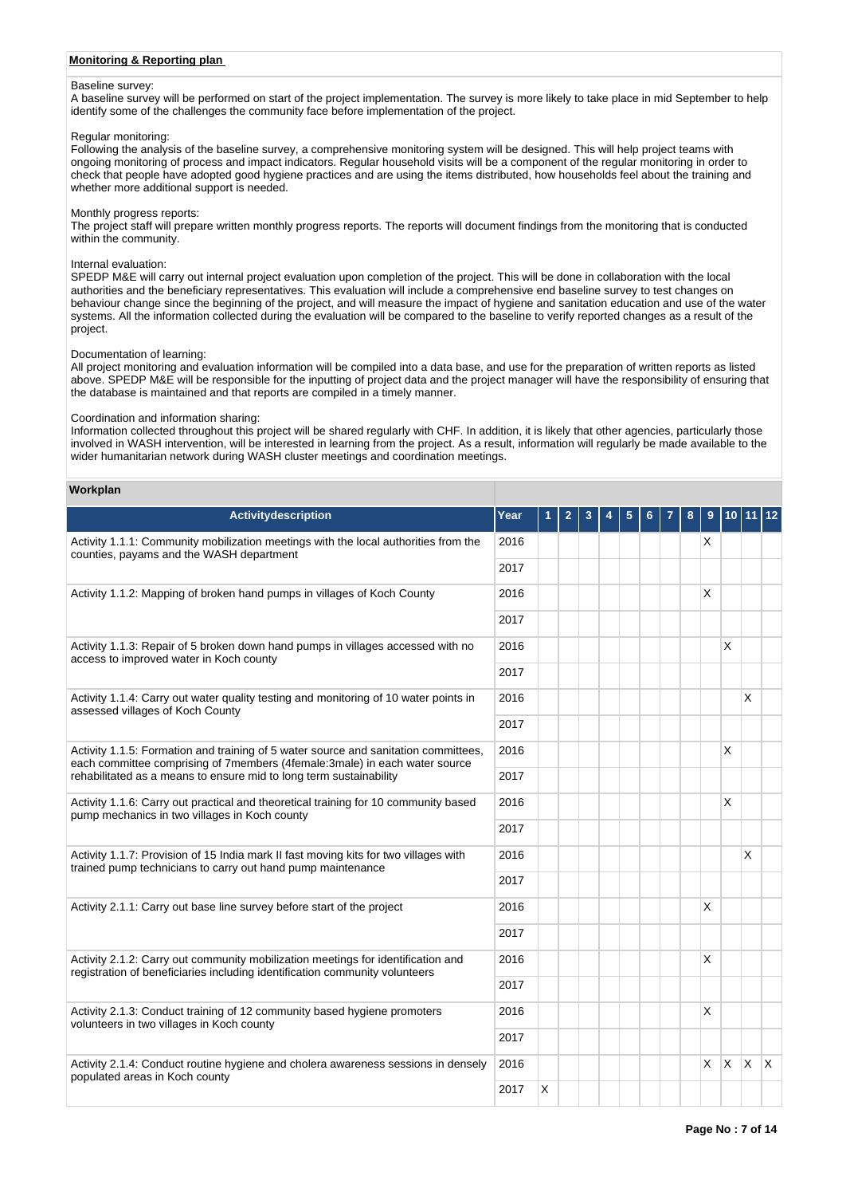## Monitoring & Reporting plan

Baseline survey:
A baseline survey will be performed on start of the project implementation. The survey is more likely to take place in mid September to help identify some of the challenges the community face before implementation of the project.

Regular monitoring:
Following the analysis of the baseline survey, a comprehensive monitoring system will be designed. This will help project teams with ongoing monitoring of process and impact indicators. Regular household visits will be a component of the regular monitoring in order to check that people have adopted good hygiene practices and are using the items distributed, how households feel about the training and whether more additional support is needed.

Monthly progress reports:
The project staff will prepare written monthly progress reports. The reports will document findings from the monitoring that is conducted within the community.

Internal evaluation:
SPEDP M&E will carry out internal project evaluation upon completion of the project. This will be done in collaboration with the local authorities and the beneficiary representatives. This evaluation will include a comprehensive end baseline survey to test changes on behaviour change since the beginning of the project, and will measure the impact of hygiene and sanitation education and use of the water systems. All the information collected during the evaluation will be compared to the baseline to verify reported changes as a result of the project.

Documentation of learning:
All project monitoring and evaluation information will be compiled into a data base, and use for the preparation of written reports as listed above. SPEDP M&E will be responsible for the inputting of project data and the project manager will have the responsibility of ensuring that the database is maintained and that reports are compiled in a timely manner.

Coordination and information sharing:
Information collected throughout this project will be shared regularly with CHF. In addition, it is likely that other agencies, particularly those involved in WASH intervention, will be interested in learning from the project. As a result, information will regularly be made available to the wider humanitarian network during WASH cluster meetings and coordination meetings.

## Workplan

| Activitydescription | Year | 1 | 2 | 3 | 4 | 5 | 6 | 7 | 8 | 9 | 10 | 11 | 12 |
|---|---|---|---|---|---|---|---|---|---|---|---|---|---|
| Activity 1.1.1: Community mobilization meetings with the local authorities from the counties, payams and the WASH department | 2016 | | | | | | | | | X | | | |
| | 2017 | | | | | | | | | | | | |
| Activity 1.1.2: Mapping of broken hand pumps in villages of Koch County | 2016 | | | | | | | | | X | | | |
| | 2017 | | | | | | | | | | | | |
| Activity 1.1.3: Repair of 5 broken down hand pumps in villages accessed with no access to improved water in Koch county | 2016 | | | | | | | | | | X | | |
| | 2017 | | | | | | | | | | | | |
| Activity 1.1.4: Carry out water quality testing and monitoring of 10 water points in assessed villages of Koch County | 2016 | | | | | | | | | | | X | |
| | 2017 | | | | | | | | | | | | |
| Activity 1.1.5: Formation and training of 5 water source and sanitation committees, each committee comprising of 7members (4female:3male) in each water source rehabilitated as a means to ensure mid to long term sustainability | 2016 | | | | | | | | | | X | | |
| | 2017 | | | | | | | | | | | | |
| Activity 1.1.6: Carry out practical and theoretical training for 10 community based pump mechanics in two villages in Koch county | 2016 | | | | | | | | | | X | | |
| | 2017 | | | | | | | | | | | | |
| Activity 1.1.7: Provision of 15 India mark II fast moving kits for two villages with trained pump technicians to carry out hand pump maintenance | 2016 | | | | | | | | | | | X | |
| | 2017 | | | | | | | | | | | | |
| Activity 2.1.1: Carry out base line survey before start of the project | 2016 | | | | | | | | | X | | | |
| | 2017 | | | | | | | | | | | | |
| Activity 2.1.2: Carry out community mobilization meetings for identification and registration of beneficiaries including identification community volunteers | 2016 | | | | | | | | | X | | | |
| | 2017 | | | | | | | | | | | | |
| Activity 2.1.3: Conduct training of 12 community based hygiene promoters volunteers in two villages in Koch county | 2016 | | | | | | | | | X | | | |
| | 2017 | | | | | | | | | | | | |
| Activity 2.1.4: Conduct routine hygiene and cholera awareness sessions in densely populated areas in Koch county | 2016 | | | | | | | | | X | X | X | X |
| | 2017 | X | | | | | | | | | | | |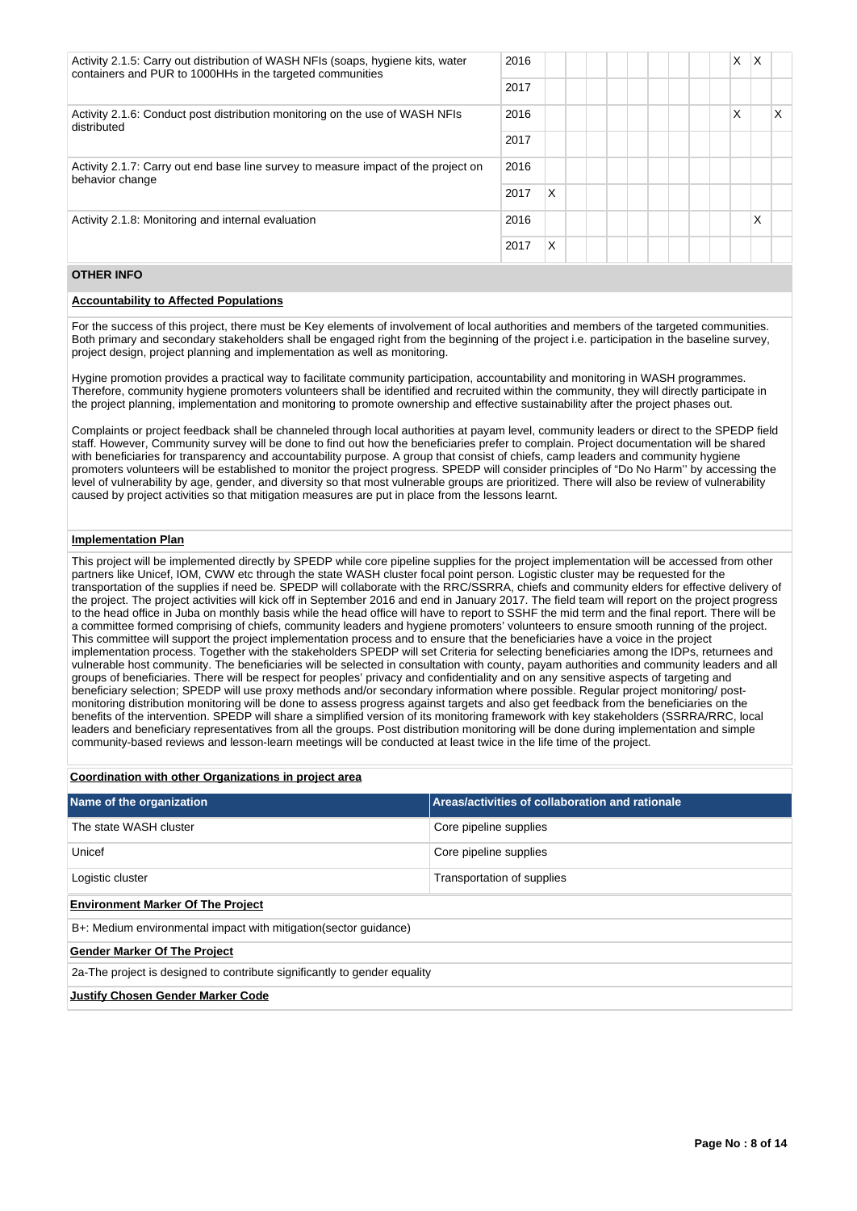| Activity | Year | 1 | 2 | 3 | 4 | 5 | 6 | 7 | 8 | 9 | 10 | 11 | 12 |
|---|---|---|---|---|---|---|---|---|---|---|---|---|---|
| Activity 2.1.5: Carry out distribution of WASH NFIs (soaps, hygiene kits, water containers and PUR to 1000HHs in the targeted communities | 2016 | | | | | | | | | | X | X | |
| | 2017 | | | | | | | | | | | | |
| Activity 2.1.6: Conduct post distribution monitoring on the use of WASH NFIs distributed | 2016 | | | | | | | | | | X | | X |
| | 2017 | | | | | | | | | | | | |
| Activity 2.1.7: Carry out end base line survey to measure impact of the project on behavior change | 2016 | | | | | | | | | | | | |
| | 2017 | X | | | | | | | | | | | |
| Activity 2.1.8: Monitoring and internal evaluation | 2016 | | | | | | | | | | | X | |
| | 2017 | X | | | | | | | | | | | |

## OTHER INFO

**Accountability to Affected Populations**

For the success of this project, there must be Key elements of involvement of local authorities and members of the targeted communities. Both primary and secondary stakeholders shall be engaged right from the beginning of the project i.e. participation in the baseline survey, project design, project planning and implementation as well as monitoring.

Hygine promotion provides a practical way to facilitate community participation, accountability and monitoring in WASH programmes. Therefore, community hygiene promoters volunteers shall be identified and recruited within the community, they will directly participate in the project planning, implementation and monitoring to promote ownership and effective sustainability after the project phases out.

Complaints or project feedback shall be channeled through local authorities at payam level, community leaders or direct to the SPEDP field staff. However, Community survey will be done to find out how the beneficiaries prefer to complain. Project documentation will be shared with beneficiaries for transparency and accountability purpose. A group that consist of chiefs, camp leaders and community hygiene promoters volunteers will be established to monitor the project progress. SPEDP will consider principles of "Do No Harm'' by accessing the level of vulnerability by age, gender, and diversity so that most vulnerable groups are prioritized. There will also be review of vulnerability caused by project activities so that mitigation measures are put in place from the lessons learnt.

**Implementation Plan**

This project will be implemented directly by SPEDP while core pipeline supplies for the project implementation will be accessed from other partners like Unicef, IOM, CWW etc through the state WASH cluster focal point person. Logistic cluster may be requested for the transportation of the supplies if need be. SPEDP will collaborate with the RRC/SSRRA, chiefs and community elders for effective delivery of the project. The project activities will kick off in September 2016 and end in January 2017. The field team will report on the project progress to the head office in Juba on monthly basis while the head office will have to report to SSHF the mid term and the final report. There will be a committee formed comprising of chiefs, community leaders and hygiene promoters' volunteers to ensure smooth running of the project. This committee will support the project implementation process and to ensure that the beneficiaries have a voice in the project implementation process. Together with the stakeholders SPEDP will set Criteria for selecting beneficiaries among the IDPs, returnees and vulnerable host community. The beneficiaries will be selected in consultation with county, payam authorities and community leaders and all groups of beneficiaries. There will be respect for peoples' privacy and confidentiality and on any sensitive aspects of targeting and beneficiary selection; SPEDP will use proxy methods and/or secondary information where possible. Regular project monitoring/ post-monitoring distribution monitoring will be done to assess progress against targets and also get feedback from the beneficiaries on the benefits of the intervention. SPEDP will share a simplified version of its monitoring framework with key stakeholders (SSRRA/RRC, local leaders and beneficiary representatives from all the groups. Post distribution monitoring will be done during implementation and simple community-based reviews and lesson-learn meetings will be conducted at least twice in the life time of the project.

**Coordination with other Organizations in project area**

| Name of the organization | Areas/activities of collaboration and rationale |
|---|---|
| The state WASH cluster | Core pipeline supplies |
| Unicef | Core pipeline supplies |
| Logistic cluster | Transportation of supplies |

**Environment Marker Of The Project**

B+: Medium environmental impact with mitigation(sector guidance)

**Gender Marker Of The Project**

2a-The project is designed to contribute significantly to gender equality

**Justify Chosen Gender Marker Code**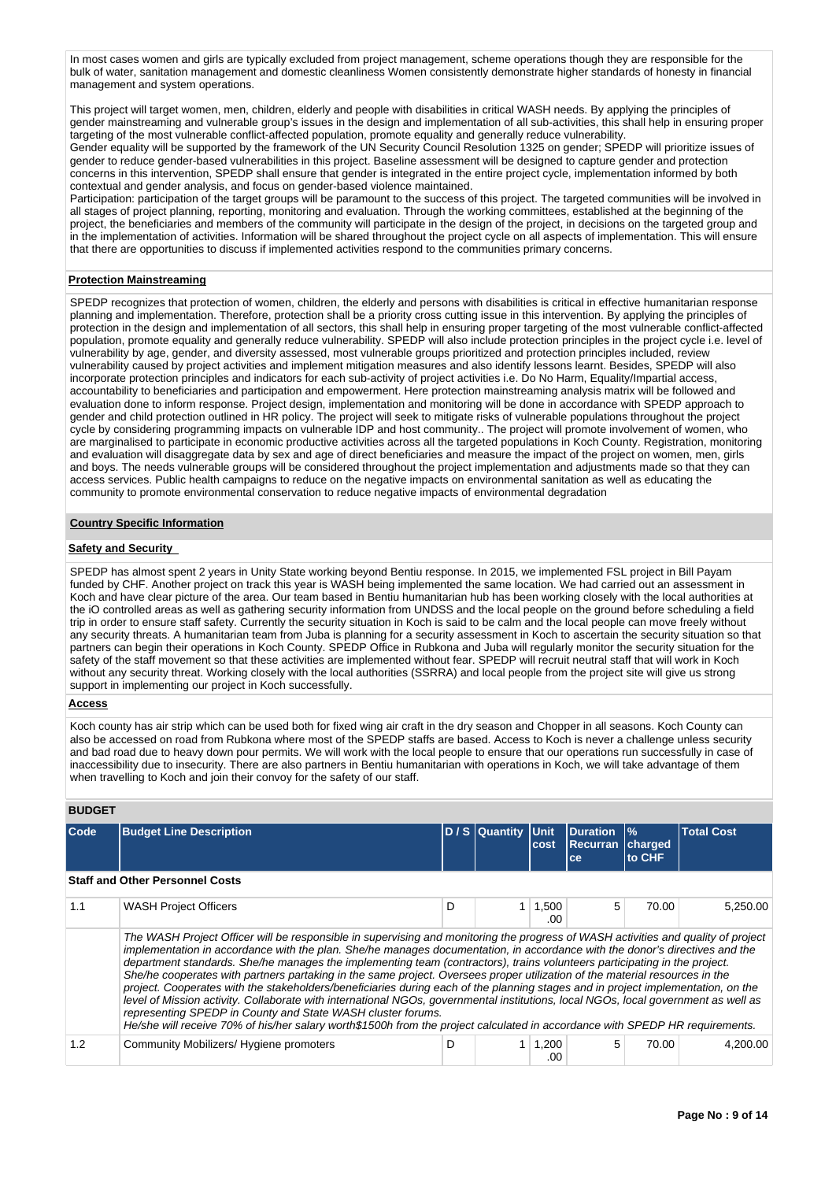In most cases women and girls are typically excluded from project management, scheme operations though they are responsible for the bulk of water, sanitation management and domestic cleanliness Women consistently demonstrate higher standards of honesty in financial management and system operations.

This project will target women, men, children, elderly and people with disabilities in critical WASH needs. By applying the principles of gender mainstreaming and vulnerable group's issues in the design and implementation of all sub-activities, this shall help in ensuring proper targeting of the most vulnerable conflict-affected population, promote equality and generally reduce vulnerability.
Gender equality will be supported by the framework of the UN Security Council Resolution 1325 on gender; SPEDP will prioritize issues of gender to reduce gender-based vulnerabilities in this project. Baseline assessment will be designed to capture gender and protection concerns in this intervention, SPEDP shall ensure that gender is integrated in the entire project cycle, implementation informed by both contextual and gender analysis, and focus on gender-based violence maintained.
Participation: participation of the target groups will be paramount to the success of this project. The targeted communities will be involved in all stages of project planning, reporting, monitoring and evaluation. Through the working committees, established at the beginning of the project, the beneficiaries and members of the community will participate in the design of the project, in decisions on the targeted group and in the implementation of activities. Information will be shared throughout the project cycle on all aspects of implementation. This will ensure that there are opportunities to discuss if implemented activities respond to the communities primary concerns.

**Protection Mainstreaming**

SPEDP recognizes that protection of women, children, the elderly and persons with disabilities is critical in effective humanitarian response planning and implementation. Therefore, protection shall be a priority cross cutting issue in this intervention. By applying the principles of protection in the design and implementation of all sectors, this shall help in ensuring proper targeting of the most vulnerable conflict-affected population, promote equality and generally reduce vulnerability. SPEDP will also include protection principles in the project cycle i.e. level of vulnerability by age, gender, and diversity assessed, most vulnerable groups prioritized and protection principles included, review vulnerability caused by project activities and implement mitigation measures and also identify lessons learnt. Besides, SPEDP will also incorporate protection principles and indicators for each sub-activity of project activities i.e. Do No Harm, Equality/Impartial access, accountability to beneficiaries and participation and empowerment. Here protection mainstreaming analysis matrix will be followed and evaluation done to inform response. Project design, implementation and monitoring will be done in accordance with SPEDP approach to gender and child protection outlined in HR policy. The project will seek to mitigate risks of vulnerable populations throughout the project cycle by considering programming impacts on vulnerable IDP and host community.. The project will promote involvement of women, who are marginalised to participate in economic productive activities across all the targeted populations in Koch County. Registration, monitoring and evaluation will disaggregate data by sex and age of direct beneficiaries and measure the impact of the project on women, men, girls and boys. The needs vulnerable groups will be considered throughout the project implementation and adjustments made so that they can access services. Public health campaigns to reduce on the negative impacts on environmental sanitation as well as educating the community to promote environmental conservation to reduce negative impacts of environmental degradation

**Country Specific Information**

**Safety and Security**

SPEDP has almost spent 2 years in Unity State working beyond Bentiu response. In 2015, we implemented FSL project in Bill Payam funded by CHF. Another project on track this year is WASH being implemented the same location. We had carried out an assessment in Koch and have clear picture of the area. Our team based in Bentiu humanitarian hub has been working closely with the local authorities at the iO controlled areas as well as gathering security information from UNDSS and the local people on the ground before scheduling a field trip in order to ensure staff safety. Currently the security situation in Koch is said to be calm and the local people can move freely without any security threats. A humanitarian team from Juba is planning for a security assessment in Koch to ascertain the security situation so that partners can begin their operations in Koch County. SPEDP Office in Rubkona and Juba will regularly monitor the security situation for the safety of the staff movement so that these activities are implemented without fear. SPEDP will recruit neutral staff that will work in Koch without any security threat. Working closely with the local authorities (SSRRA) and local people from the project site will give us strong support in implementing our project in Koch successfully.

**Access**

Koch county has air strip which can be used both for fixed wing air craft in the dry season and Chopper in all seasons. Koch County can also be accessed on road from Rubkona where most of the SPEDP staffs are based. Access to Koch is never a challenge unless security and bad road due to heavy down pour permits. We will work with the local people to ensure that our operations run successfully in case of inaccessibility due to insecurity. There are also partners in Bentiu humanitarian with operations in Koch, we will take advantage of them when travelling to Koch and join their convoy for the safety of our staff.

**BUDGET**

| Code | Budget Line Description | D / S | Quantity | Unit cost | Duration Recurrance | % charged to CHF | Total Cost |
|---|---|---|---|---|---|---|---|
| **Staff and Other Personnel Costs** | | | | | | | |
| 1.1 | WASH Project Officers | D | 1 | 1,500.00 | 5 | 70.00 | 5,250.00 |
| | *The WASH Project Officer will be responsible in supervising and monitoring the progress of WASH activities and quality of project implementation in accordance with the plan. She/he manages documentation, in accordance with the donor's directives and the department standards. She/he manages the implementing team (contractors), trains volunteers participating in the project. She/he cooperates with partners partaking in the same project. Oversees proper utilization of the material resources in the project. Cooperates with the stakeholders/beneficiaries during each of the planning stages and in project implementation, on the level of Mission activity. Collaborate with international NGOs, governmental institutions, local NGOs, local government as well as representing SPEDP in County and State WASH cluster forums. He/she will receive 70% of his/her salary worth$1500h from the project calculated in accordance with SPEDP HR requirements.* | | | | | | |
| 1.2 | Community Mobilizers/ Hygiene promoters | D | 1 | 1,200.00 | 5 | 70.00 | 4,200.00 |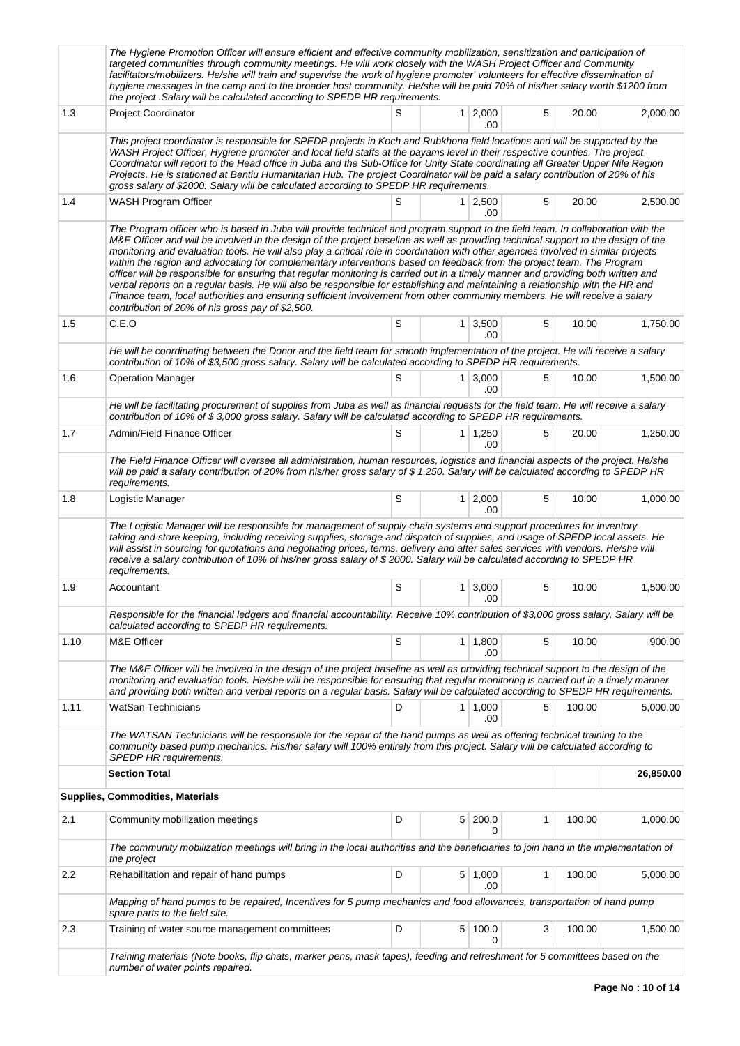| | | | | | | | |
|---|---|---|---|---|---|---|---|
| | *The Hygiene Promotion Officer will ensure efficient and effective community mobilization, sensitization and participation of targeted communities through community meetings. He will work closely with the WASH Project Officer and Community facilitators/mobilizers. He/she will train and supervise the work of hygiene promoter' volunteers for effective dissemination of hygiene messages in the camp and to the broader host community. He/she will be paid 70% of his/her salary worth $1200 from the project .Salary will be calculated according to SPEDP HR requirements.* | | | | | | |
| 1.3 | Project Coordinator | S | 1 | 2,000.00 | 5 | 20.00 | 2,000.00 |
| | *This project coordinator is responsible for SPEDP projects in Koch and Rubkhona field locations and will be supported by the WASH Project Officer, Hygiene promoter and local field staffs at the payams level in their respective counties. The project Coordinator will report to the Head office in Juba and the Sub-Office for Unity State coordinating all Greater Upper Nile Region Projects. He is stationed at Bentiu Humanitarian Hub. The project Coordinator will be paid a salary contribution of 20% of his gross salary of $2000. Salary will be calculated according to SPEDP HR requirements.* | | | | | | |
| 1.4 | WASH Program Officer | S | 1 | 2,500.00 | 5 | 20.00 | 2,500.00 |
| | *The Program officer who is based in Juba will provide technical and program support to the field team. In collaboration with the M&E Officer and will be involved in the design of the project baseline as well as providing technical support to the design of the monitoring and evaluation tools. He will also play a critical role in coordination with other agencies involved in similar projects within the region and advocating for complementary interventions based on feedback from the project team. The Program officer will be responsible for ensuring that regular monitoring is carried out in a timely manner and providing both written and verbal reports on a regular basis. He will also be responsible for establishing and maintaining a relationship with the HR and Finance team, local authorities and ensuring sufficient involvement from other community members. He will receive a salary contribution of 20% of his gross pay of $2,500.* | | | | | | |
| 1.5 | C.E.O | S | 1 | 3,500.00 | 5 | 10.00 | 1,750.00 |
| | *He will be coordinating between the Donor and the field team for smooth implementation of the project. He will receive a salary contribution of 10% of $3,500 gross salary. Salary will be calculated according to SPEDP HR requirements.* | | | | | | |
| 1.6 | Operation Manager | S | 1 | 3,000.00 | 5 | 10.00 | 1,500.00 |
| | *He will be facilitating procurement of supplies from Juba as well as financial requests for the field team. He will receive a salary contribution of 10% of $ 3,000 gross salary. Salary will be calculated according to SPEDP HR requirements.* | | | | | | |
| 1.7 | Admin/Field Finance Officer | S | 1 | 1,250.00 | 5 | 20.00 | 1,250.00 |
| | *The Field Finance Officer will oversee all administration, human resources, logistics and financial aspects of the project. He/she will be paid a salary contribution of 20% from his/her gross salary of $ 1,250. Salary will be calculated according to SPEDP HR requirements.* | | | | | | |
| 1.8 | Logistic Manager | S | 1 | 2,000.00 | 5 | 10.00 | 1,000.00 |
| | *The Logistic Manager will be responsible for management of supply chain systems and support procedures for inventory taking and store keeping, including receiving supplies, storage and dispatch of supplies, and usage of SPEDP local assets. He will assist in sourcing for quotations and negotiating prices, terms, delivery and after sales services with vendors. He/she will receive a salary contribution of 10% of his/her gross salary of $ 2000. Salary will be calculated according to SPEDP HR requirements.* | | | | | | |
| 1.9 | Accountant | S | 1 | 3,000.00 | 5 | 10.00 | 1,500.00 |
| | *Responsible for the financial ledgers and financial accountability. Receive 10% contribution of $3,000 gross salary. Salary will be calculated according to SPEDP HR requirements.* | | | | | | |
| 1.10 | M&E Officer | S | 1 | 1,800.00 | 5 | 10.00 | 900.00 |
| | *The M&E Officer will be involved in the design of the project baseline as well as providing technical support to the design of the monitoring and evaluation tools. He/she will be responsible for ensuring that regular monitoring is carried out in a timely manner and providing both written and verbal reports on a regular basis. Salary will be calculated according to SPEDP HR requirements.* | | | | | | |
| 1.11 | WatSan Technicians | D | 1 | 1,000.00 | 5 | 100.00 | 5,000.00 |
| | *The WATSAN Technicians will be responsible for the repair of the hand pumps as well as offering technical training to the community based pump mechanics. His/her salary will 100% entirely from this project. Salary will be calculated according to SPEDP HR requirements.* | | | | | | |
| | **Section Total** | | | | | | **26,850.00** |
| **Supplies, Commodities, Materials** | | | | | | | |
| 2.1 | Community mobilization meetings | D | 5 | 200.00 | 1 | 100.00 | 1,000.00 |
| | *The community mobilization meetings will bring in the local authorities and the beneficiaries to join hand in the implementation of the project* | | | | | | |
| 2.2 | Rehabilitation and repair of hand pumps | D | 5 | 1,000.00 | 1 | 100.00 | 5,000.00 |
| | *Mapping of hand pumps to be repaired, Incentives for 5 pump mechanics and food allowances, transportation of hand pump spare parts to the field site.* | | | | | | |
| 2.3 | Training of water source management committees | D | 5 | 100.00 | 3 | 100.00 | 1,500.00 |
| | *Training materials (Note books, flip chats, marker pens, mask tapes), feeding and refreshment for 5 committees based on the number of water points repaired.* | | | | | | |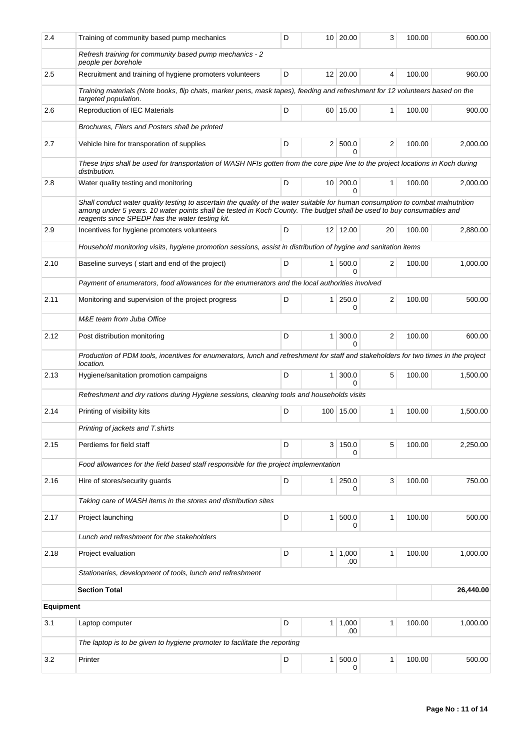| | | | | | | | |
|---|---|---|---|---|---|---|---|
| 2.4 | Training of community based pump mechanics | D | 10 | 20.00 | 3 | 100.00 | 600.00 |
| | *Refresh training for community based pump mechanics - 2 people per borehole* | | | | | | |
| 2.5 | Recruitment and training of hygiene promoters volunteers | D | 12 | 20.00 | 4 | 100.00 | 960.00 |
| | *Training materials (Note books, flip chats, marker pens, mask tapes), feeding and refreshment for 12 volunteers based on the targeted population.* | | | | | | |
| 2.6 | Reproduction of IEC Materials | D | 60 | 15.00 | 1 | 100.00 | 900.00 |
| | *Brochures, Fliers and Posters shall be printed* | | | | | | |
| 2.7 | Vehicle hire for transporation of supplies | D | 2 | 500.00 | 2 | 100.00 | 2,000.00 |
| | *These trips shall be used for transportation of WASH NFIs gotten from the core pipe line to the project locations in Koch during distribution.* | | | | | | |
| 2.8 | Water quality testing and monitoring | D | 10 | 200.00 | 1 | 100.00 | 2,000.00 |
| | *Shall conduct water quality testing to ascertain the quality of the water suitable for human consumption to combat malnutrition among under 5 years. 10 water points shall be tested in Koch County. The budget shall be used to buy consumables and reagents since SPEDP has the water testing kit.* | | | | | | |
| 2.9 | Incentives for hygiene promoters volunteers | D | 12 | 12.00 | 20 | 100.00 | 2,880.00 |
| | *Household monitoring visits, hygiene promotion sessions, assist in distribution of hygine and sanitation items* | | | | | | |
| 2.10 | Baseline surveys ( start and end of the project) | D | 1 | 500.00 | 2 | 100.00 | 1,000.00 |
| | *Payment of enumerators, food allowances for the enumerators and the local authorities involved* | | | | | | |
| 2.11 | Monitoring and supervision of the project progress | D | 1 | 250.00 | 2 | 100.00 | 500.00 |
| | *M&E team from Juba Office* | | | | | | |
| 2.12 | Post distribution monitoring | D | 1 | 300.00 | 2 | 100.00 | 600.00 |
| | *Production of PDM tools, incentives for enumerators, lunch and refreshment for staff and stakeholders for two times in the project location.* | | | | | | |
| 2.13 | Hygiene/sanitation promotion campaigns | D | 1 | 300.00 | 5 | 100.00 | 1,500.00 |
| | *Refreshment and dry rations during Hygiene sessions, cleaning tools and households visits* | | | | | | |
| 2.14 | Printing of visibility kits | D | 100 | 15.00 | 1 | 100.00 | 1,500.00 |
| | *Printing of jackets and T.shirts* | | | | | | |
| 2.15 | Perdiems for field staff | D | 3 | 150.00 | 5 | 100.00 | 2,250.00 |
| | *Food allowances for the field based staff responsible for the project implementation* | | | | | | |
| 2.16 | Hire of stores/security guards | D | 1 | 250.00 | 3 | 100.00 | 750.00 |
| | *Taking care of WASH items in the stores and distribution sites* | | | | | | |
| 2.17 | Project launching | D | 1 | 500.00 | 1 | 100.00 | 500.00 |
| | *Lunch and refreshment for the stakeholders* | | | | | | |
| 2.18 | Project evaluation | D | 1 | 1,000.00 | 1 | 100.00 | 1,000.00 |
| | *Stationaries, development of tools, lunch and refreshment* | | | | | | |
| | **Section Total** | | | | | | **26,440.00** |
| **Equipment** | | | | | | | |
| 3.1 | Laptop computer | D | 1 | 1,000.00 | 1 | 100.00 | 1,000.00 |
| | *The laptop is to be given to hygiene promoter to facilitate the reporting* | | | | | | |
| 3.2 | Printer | D | 1 | 500.00 | 1 | 100.00 | 500.00 |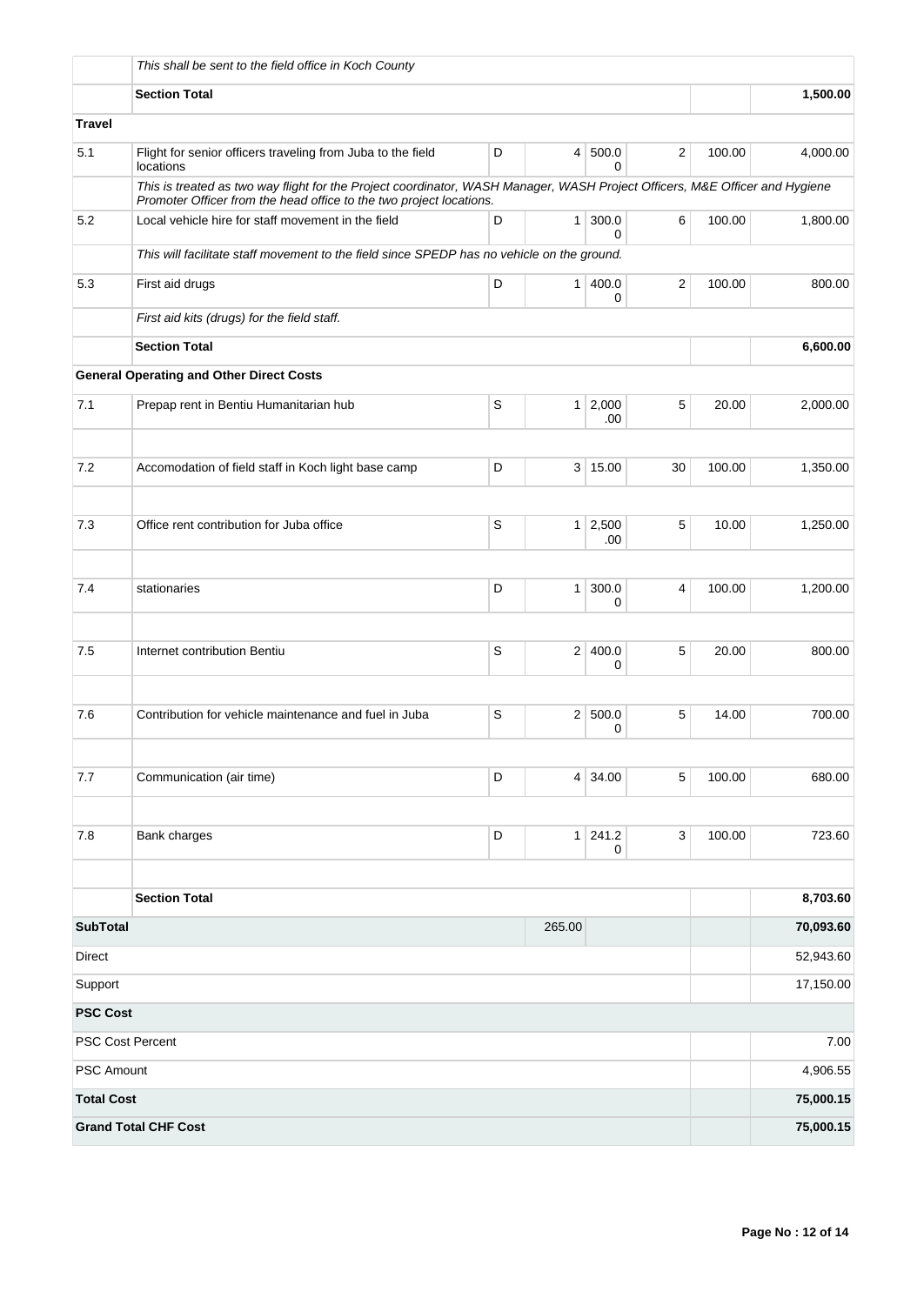| | | | | | | | |
|---|---|---|---|---|---|---|---|
| | *This shall be sent to the field office in Koch County* | | | | | | |
| | **Section Total** | | | | | | **1,500.00** |
| **Travel** | | | | | | | |
| 5.1 | Flight for senior officers traveling from Juba to the field locations | D | 4 | 500.00 | 2 | 100.00 | 4,000.00 |
| | *This is treated as two way flight for the Project coordinator, WASH Manager, WASH Project Officers, M&E Officer and Hygiene Promoter Officer from the head office to the two project locations.* | | | | | | |
| 5.2 | Local vehicle hire for staff movement in the field | D | 1 | 300.00 | 6 | 100.00 | 1,800.00 |
| | *This will facilitate staff movement to the field since SPEDP has no vehicle on the ground.* | | | | | | |
| 5.3 | First aid drugs | D | 1 | 400.00 | 2 | 100.00 | 800.00 |
| | *First aid kits (drugs) for the field staff.* | | | | | | |
| | **Section Total** | | | | | | **6,600.00** |
| | **General Operating and Other Direct Costs** | | | | | | |
| 7.1 | Prepap rent in Bentiu Humanitarian hub | S | 1 | 2,000.00 | 5 | 20.00 | 2,000.00 |
| | | | | | | | |
| 7.2 | Accomodation of field staff in Koch light base camp | D | 3 | 15.00 | 30 | 100.00 | 1,350.00 |
| | | | | | | | |
| 7.3 | Office rent contribution for Juba office | S | 1 | 2,500.00 | 5 | 10.00 | 1,250.00 |
| | | | | | | | |
| 7.4 | stationaries | D | 1 | 300.00 | 4 | 100.00 | 1,200.00 |
| | | | | | | | |
| 7.5 | Internet contribution Bentiu | S | 2 | 400.00 | 5 | 20.00 | 800.00 |
| | | | | | | | |
| 7.6 | Contribution for vehicle maintenance and fuel in Juba | S | 2 | 500.00 | 5 | 14.00 | 700.00 |
| | | | | | | | |
| 7.7 | Communication (air time) | D | 4 | 34.00 | 5 | 100.00 | 680.00 |
| | | | | | | | |
| 7.8 | Bank charges | D | 1 | 241.20 | 3 | 100.00 | 723.60 |
| | | | | | | | |
| | **Section Total** | | | | | | **8,703.60** |
| **SubTotal** | | | 265.00 | | | | **70,093.60** |
| Direct | | | | | | | 52,943.60 |
| Support | | | | | | | 17,150.00 |
| **PSC Cost** | | | | | | | |
| PSC Cost Percent | | | | | | | 7.00 |
| PSC Amount | | | | | | | 4,906.55 |
| **Total Cost** | | | | | | | **75,000.15** |
| **Grand Total CHF Cost** | | | | | | | **75,000.15** |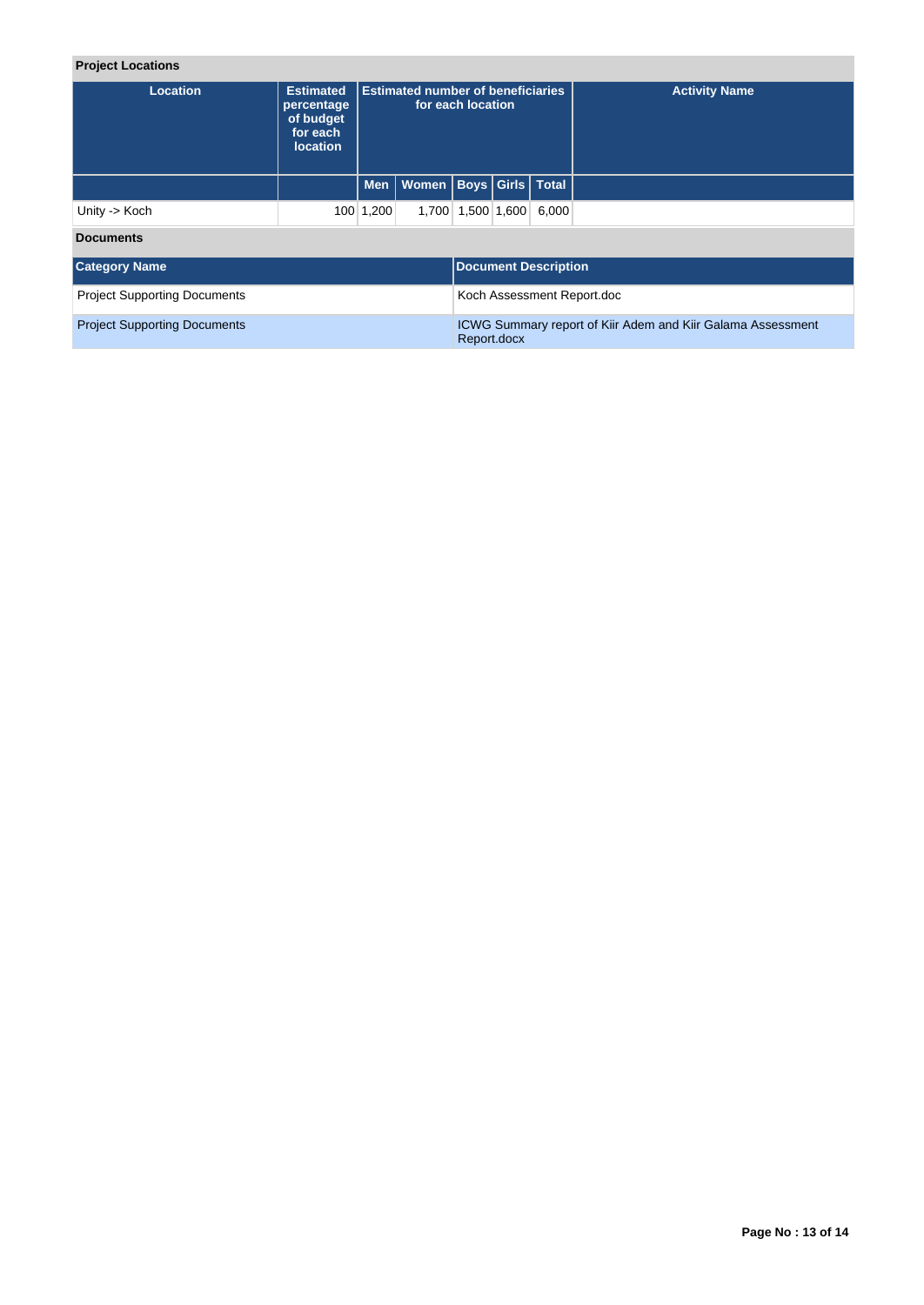## Project Locations

| Location | Estimated percentage of budget for each location | Estimated number of beneficiaries for each location | | | | | Activity Name |
|---|---|---|---|---|---|---|---|
| | | Men | Women | Boys | Girls | Total | |
| Unity -> Koch | 100 | 1,200 | 1,700 | 1,500 | 1,600 | 6,000 | |

## Documents

| Category Name | Document Description |
|---|---|
| Project Supporting Documents | Koch Assessment Report.doc |
| Project Supporting Documents | ICWG Summary report of Kiir Adem and Kiir Galama Assessment Report.docx |